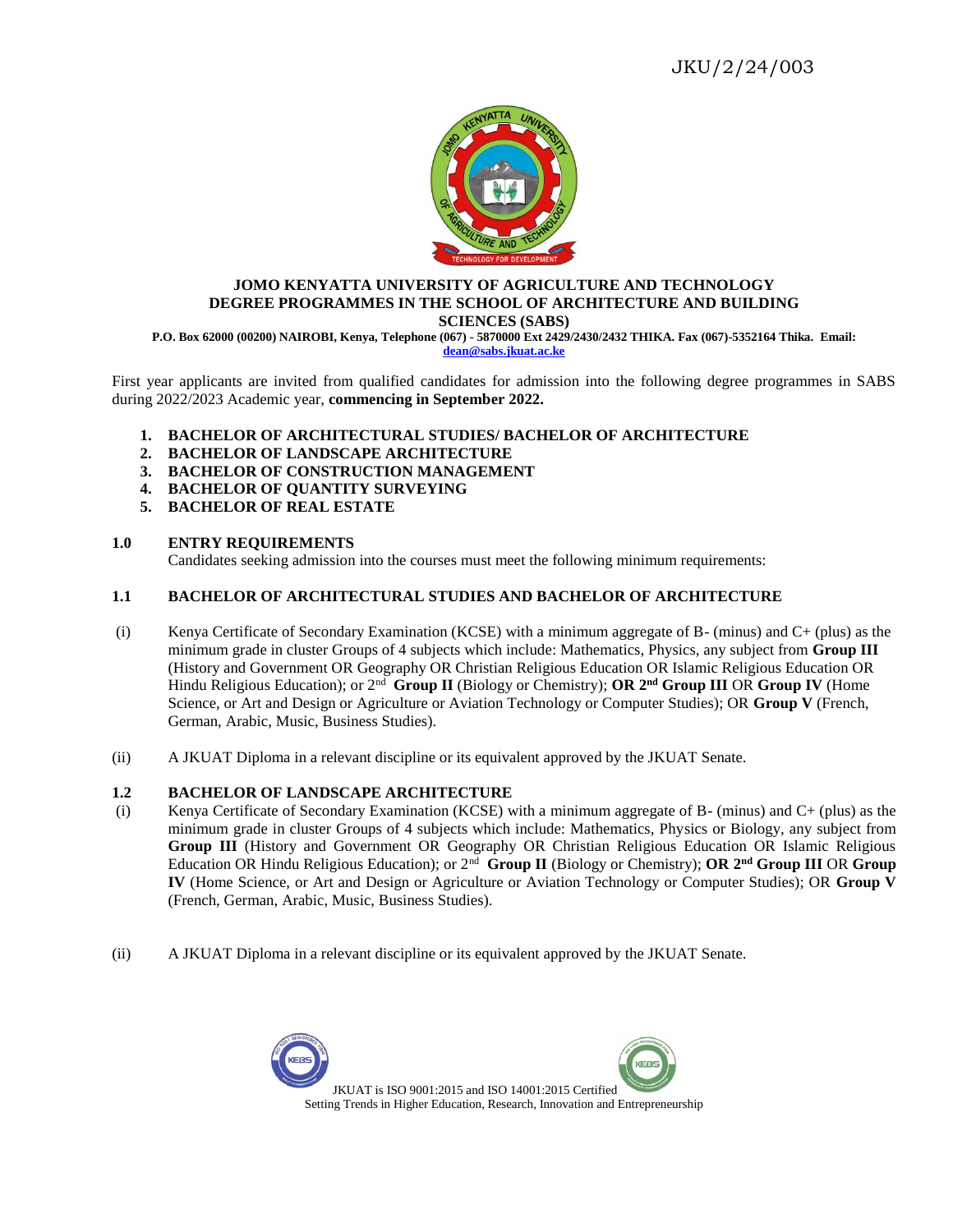JKU/2/24/003

**JOMO KENYATTA UNIVERSITY OF AGRICULTURE AND TECHNOLOGY**
**DEGREE PROGRAMMES IN THE SCHOOL OF ARCHITECTURE AND BUILDING SCIENCES (SABS)**

**P.O. Box 62000 (00200) NAIROBI, Kenya, Telephone (067) - 5870000 Ext 2429/2430/2432 THIKA. Fax (067)-5352164 Thika. Email: dean@sabs.jkuat.ac.ke**

First year applicants are invited from qualified candidates for admission into the following degree programmes in SABS during 2022/2023 Academic year, **commencing in September 2022.**

1. **BACHELOR OF ARCHITECTURAL STUDIES/ BACHELOR OF ARCHITECTURE**
2. **BACHELOR OF LANDSCAPE ARCHITECTURE**
3. **BACHELOR OF CONSTRUCTION MANAGEMENT**
4. **BACHELOR OF QUANTITY SURVEYING**
5. **BACHELOR OF REAL ESTATE**

## 1.0 ENTRY REQUIREMENTS

Candidates seeking admission into the courses must meet the following minimum requirements:

### 1.1 BACHELOR OF ARCHITECTURAL STUDIES AND BACHELOR OF ARCHITECTURE

(i) Kenya Certificate of Secondary Examination (KCSE) with a minimum aggregate of B- (minus) and C+ (plus) as the minimum grade in cluster Groups of 4 subjects which include: Mathematics, Physics, any subject from **Group III** (History and Government OR Geography OR Christian Religious Education OR Islamic Religious Education OR Hindu Religious Education); or 2nd **Group II** (Biology or Chemistry); **OR 2nd Group III** OR **Group IV** (Home Science, or Art and Design or Agriculture or Aviation Technology or Computer Studies); OR **Group V** (French, German, Arabic, Music, Business Studies).

(ii) A JKUAT Diploma in a relevant discipline or its equivalent approved by the JKUAT Senate.

### 1.2 BACHELOR OF LANDSCAPE ARCHITECTURE

(i) Kenya Certificate of Secondary Examination (KCSE) with a minimum aggregate of B- (minus) and C+ (plus) as the minimum grade in cluster Groups of 4 subjects which include: Mathematics, Physics or Biology, any subject from **Group III** (History and Government OR Geography OR Christian Religious Education OR Islamic Religious Education OR Hindu Religious Education); or 2nd **Group II** (Biology or Chemistry); **OR 2nd Group III** OR **Group IV** (Home Science, or Art and Design or Agriculture or Aviation Technology or Computer Studies); OR **Group V** (French, German, Arabic, Music, Business Studies).

(ii) A JKUAT Diploma in a relevant discipline or its equivalent approved by the JKUAT Senate.

JKUAT is ISO 9001:2015 and ISO 14001:2015 Certified
Setting Trends in Higher Education, Research, Innovation and Entrepreneurship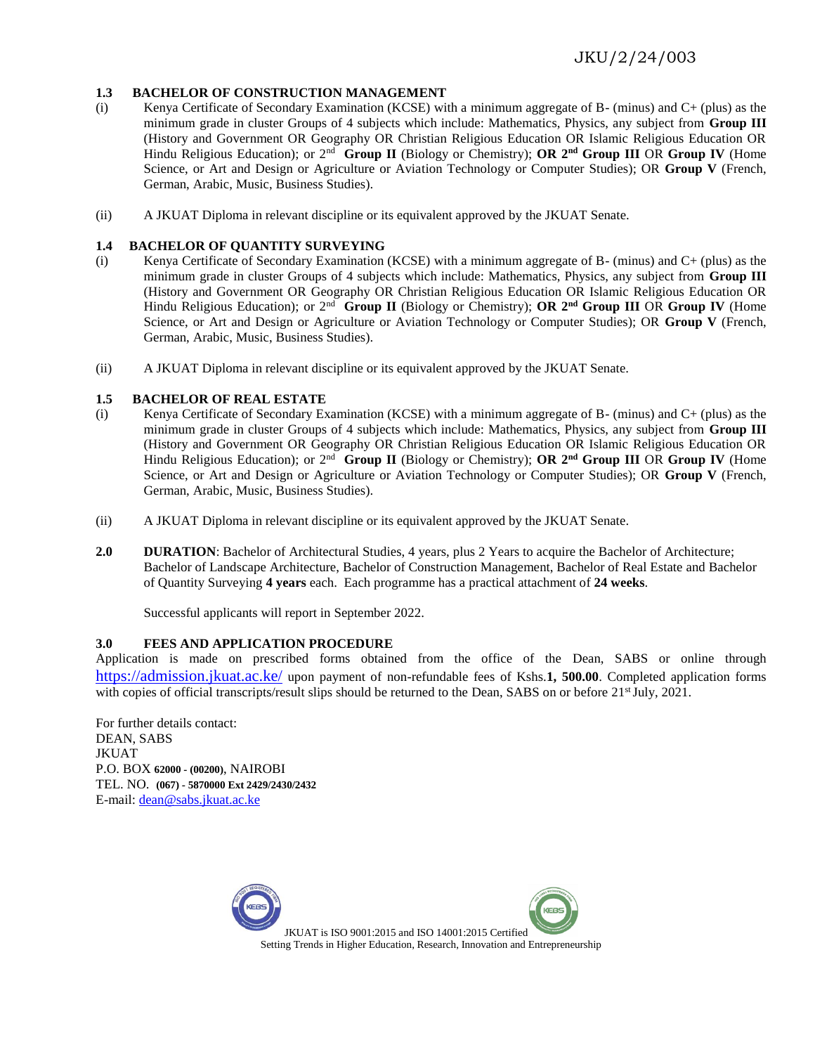### 1.3 BACHELOR OF CONSTRUCTION MANAGEMENT

(i) Kenya Certificate of Secondary Examination (KCSE) with a minimum aggregate of B- (minus) and C+ (plus) as the minimum grade in cluster Groups of 4 subjects which include: Mathematics, Physics, any subject from **Group III** (History and Government OR Geography OR Christian Religious Education OR Islamic Religious Education OR Hindu Religious Education); or 2nd **Group II** (Biology or Chemistry); **OR 2nd Group III** OR **Group IV** (Home Science, or Art and Design or Agriculture or Aviation Technology or Computer Studies); OR **Group V** (French, German, Arabic, Music, Business Studies).

(ii) A JKUAT Diploma in relevant discipline or its equivalent approved by the JKUAT Senate.

### 1.4 BACHELOR OF QUANTITY SURVEYING

(i) Kenya Certificate of Secondary Examination (KCSE) with a minimum aggregate of B- (minus) and C+ (plus) as the minimum grade in cluster Groups of 4 subjects which include: Mathematics, Physics, any subject from **Group III** (History and Government OR Geography OR Christian Religious Education OR Islamic Religious Education OR Hindu Religious Education); or 2nd **Group II** (Biology or Chemistry); **OR 2nd Group III** OR **Group IV** (Home Science, or Art and Design or Agriculture or Aviation Technology or Computer Studies); OR **Group V** (French, German, Arabic, Music, Business Studies).

(ii) A JKUAT Diploma in relevant discipline or its equivalent approved by the JKUAT Senate.

### 1.5 BACHELOR OF REAL ESTATE

(i) Kenya Certificate of Secondary Examination (KCSE) with a minimum aggregate of B- (minus) and C+ (plus) as the minimum grade in cluster Groups of 4 subjects which include: Mathematics, Physics, any subject from **Group III** (History and Government OR Geography OR Christian Religious Education OR Islamic Religious Education OR Hindu Religious Education); or 2nd **Group II** (Biology or Chemistry); **OR 2nd Group III** OR **Group IV** (Home Science, or Art and Design or Agriculture or Aviation Technology or Computer Studies); OR **Group V** (French, German, Arabic, Music, Business Studies).

(ii) A JKUAT Diploma in relevant discipline or its equivalent approved by the JKUAT Senate.

**2.0 DURATION**: Bachelor of Architectural Studies, 4 years, plus 2 Years to acquire the Bachelor of Architecture; Bachelor of Landscape Architecture, Bachelor of Construction Management, Bachelor of Real Estate and Bachelor of Quantity Surveying **4 years** each. Each programme has a practical attachment of **24 weeks**.

Successful applicants will report in September 2022.

### 3.0 FEES AND APPLICATION PROCEDURE

Application is made on prescribed forms obtained from the office of the Dean, SABS or online through https://admission.jkuat.ac.ke/ upon payment of non-refundable fees of Kshs.**1, 500.00**. Completed application forms with copies of official transcripts/result slips should be returned to the Dean, SABS on or before 21st July, 2021.

For further details contact:
DEAN, SABS
JKUAT
P.O. BOX **62000 - (00200)**, NAIROBI
TEL. NO. **(067) - 5870000 Ext 2429/2430/2432**
E-mail: dean@sabs.jkuat.ac.ke